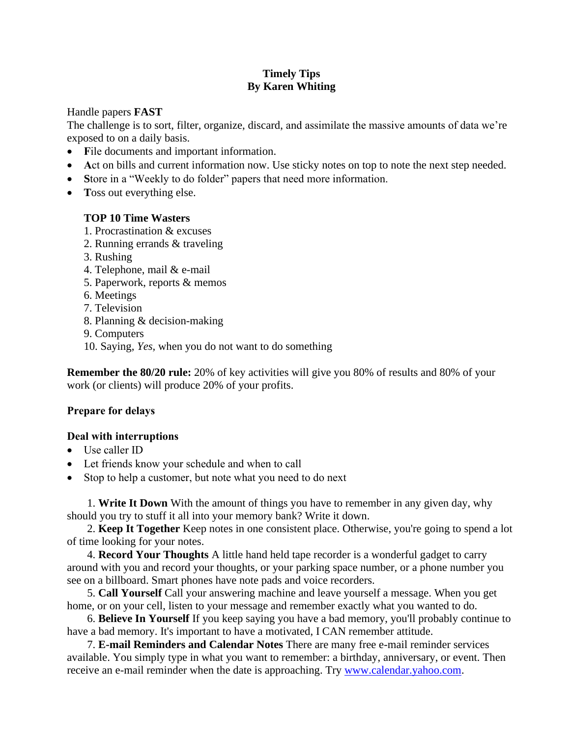**Timely Tips**
**By Karen Whiting**

Handle papers **FAST**

The challenge is to sort, filter, organize, discard, and assimilate the massive amounts of data we're exposed to on a daily basis.

- **F**ile documents and important information.
- **A**ct on bills and current information now. Use sticky notes on top to note the next step needed.
- **S**tore in a "Weekly to do folder" papers that need more information.
- **T**oss out everything else.

**TOP 10 Time Wasters**

1. Procrastination & excuses
2. Running errands & traveling
3. Rushing
4. Telephone, mail & e-mail
5. Paperwork, reports & memos
6. Meetings
7. Television
8. Planning & decision-making
9. Computers
10. Saying, *Yes*, when you do not want to do something

**Remember the 80/20 rule:** 20% of key activities will give you 80% of results and 80% of your work (or clients) will produce 20% of your profits.

**Prepare for delays**

**Deal with interruptions**

- Use caller ID
- Let friends know your schedule and when to call
- Stop to help a customer, but note what you need to do next

1. **Write It Down** With the amount of things you have to remember in any given day, why should you try to stuff it all into your memory bank? Write it down.

2. **Keep It Together** Keep notes in one consistent place. Otherwise, you're going to spend a lot of time looking for your notes.

4. **Record Your Thoughts** A little hand held tape recorder is a wonderful gadget to carry around with you and record your thoughts, or your parking space number, or a phone number you see on a billboard. Smart phones have note pads and voice recorders.

5. **Call Yourself** Call your answering machine and leave yourself a message. When you get home, or on your cell, listen to your message and remember exactly what you wanted to do.

6. **Believe In Yourself** If you keep saying you have a bad memory, you'll probably continue to have a bad memory. It's important to have a motivated, I CAN remember attitude.

7. **E-mail Reminders and Calendar Notes** There are many free e-mail reminder services available. You simply type in what you want to remember: a birthday, anniversary, or event. Then receive an e-mail reminder when the date is approaching. Try [www.calendar.yahoo.com](http://www.calendar.yahoo.com).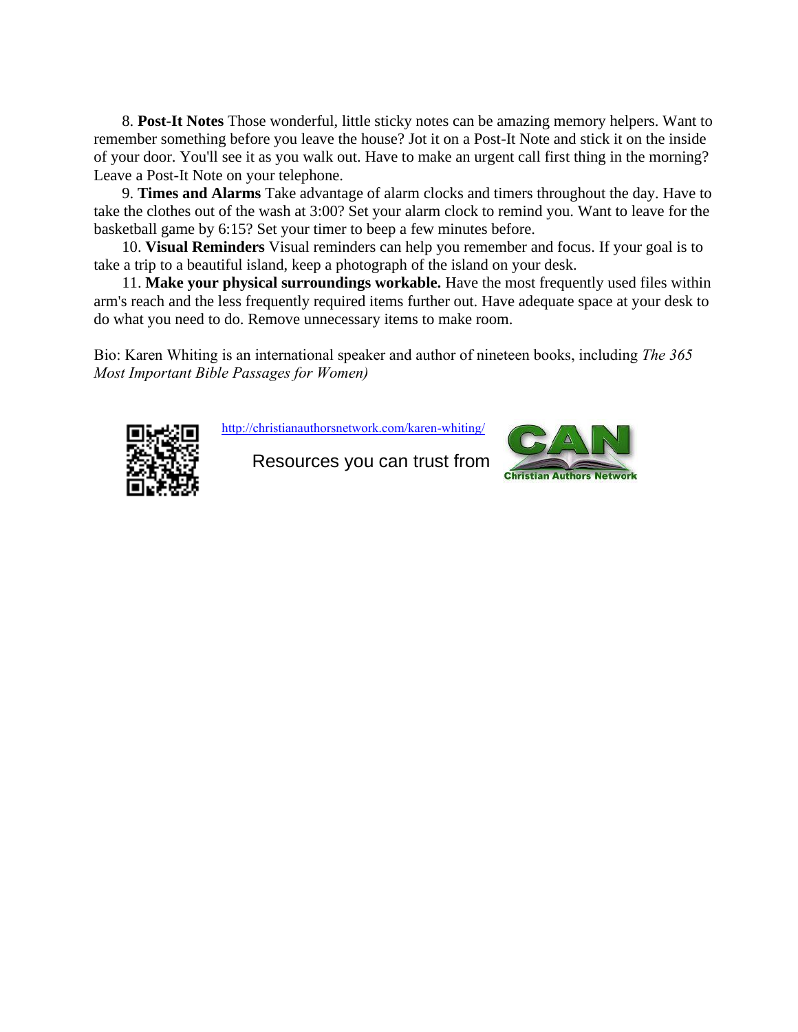8. **Post-It Notes** Those wonderful, little sticky notes can be amazing memory helpers. Want to remember something before you leave the house? Jot it on a Post-It Note and stick it on the inside of your door. You'll see it as you walk out. Have to make an urgent call first thing in the morning? Leave a Post-It Note on your telephone.

9. **Times and Alarms** Take advantage of alarm clocks and timers throughout the day. Have to take the clothes out of the wash at 3:00? Set your alarm clock to remind you. Want to leave for the basketball game by 6:15? Set your timer to beep a few minutes before.

10. **Visual Reminders** Visual reminders can help you remember and focus. If your goal is to take a trip to a beautiful island, keep a photograph of the island on your desk.

11. **Make your physical surroundings workable.** Have the most frequently used files within arm's reach and the less frequently required items further out. Have adequate space at your desk to do what you need to do. Remove unnecessary items to make room.

Bio: Karen Whiting is an international speaker and author of nineteen books, including *The 365 Most Important Bible Passages for Women)*

http://christianauthorsnetwork.com/karen-whiting/

Resources you can trust from CAN Christian Authors Network